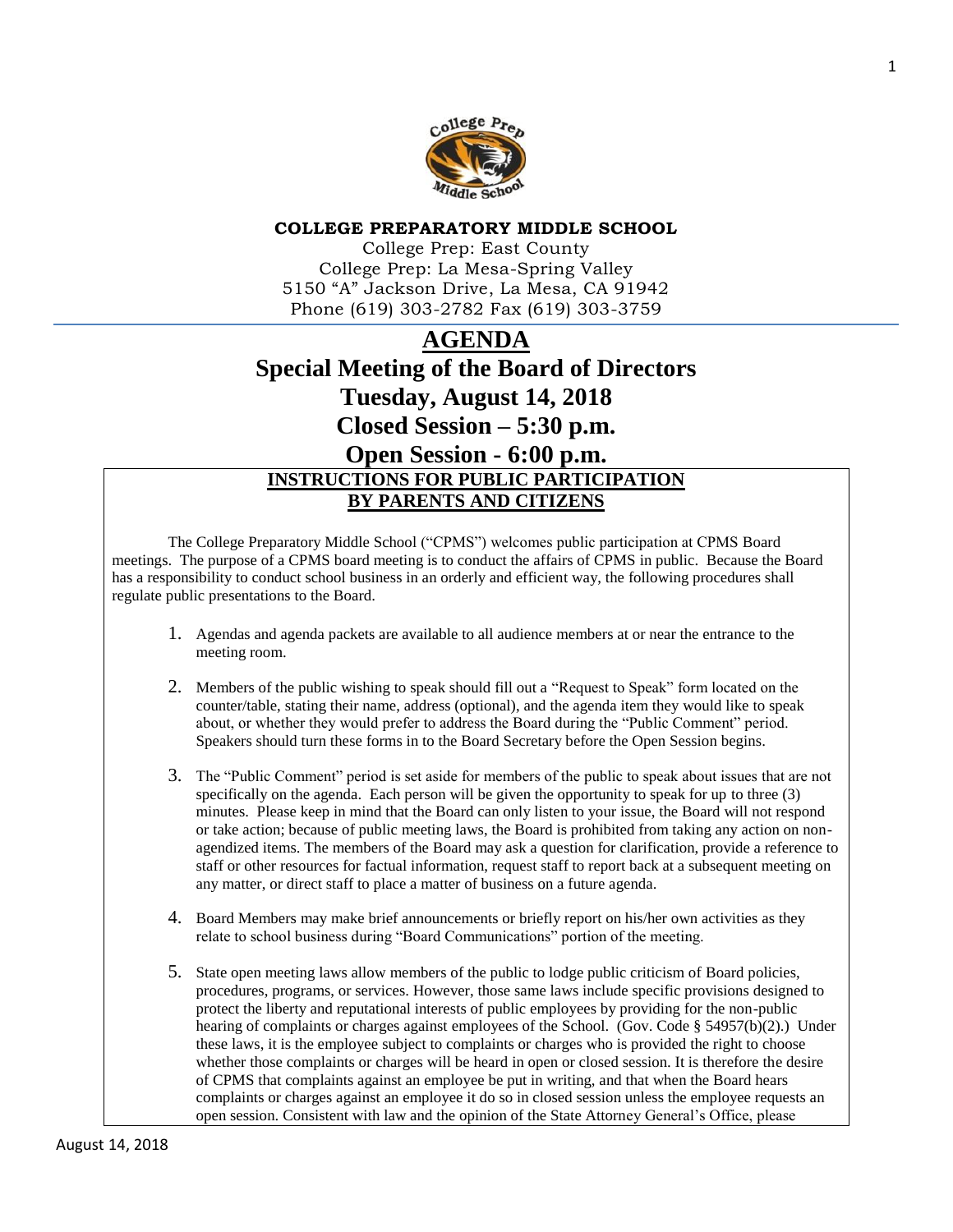**COLLEGE PREPARATORY MIDDLE SCHOOL**

College Prep: East County
College Prep: La Mesa-Spring Valley
5150 "A" Jackson Drive, La Mesa, CA 91942
Phone (619) 303-2782 Fax (619) 303-3759

# AGENDA

# Special Meeting of the Board of Directors

# Tuesday, August 14, 2018

# Closed Session – 5:30 p.m.

# Open Session - 6:00 p.m.

## INSTRUCTIONS FOR PUBLIC PARTICIPATION BY PARENTS AND CITIZENS

The College Preparatory Middle School ("CPMS") welcomes public participation at CPMS Board meetings. The purpose of a CPMS board meeting is to conduct the affairs of CPMS in public. Because the Board has a responsibility to conduct school business in an orderly and efficient way, the following procedures shall regulate public presentations to the Board.

1. Agendas and agenda packets are available to all audience members at or near the entrance to the meeting room.
2. Members of the public wishing to speak should fill out a "Request to Speak" form located on the counter/table, stating their name, address (optional), and the agenda item they would like to speak about, or whether they would prefer to address the Board during the "Public Comment" period. Speakers should turn these forms in to the Board Secretary before the Open Session begins.
3. The "Public Comment" period is set aside for members of the public to speak about issues that are not specifically on the agenda. Each person will be given the opportunity to speak for up to three (3) minutes. Please keep in mind that the Board can only listen to your issue, the Board will not respond or take action; because of public meeting laws, the Board is prohibited from taking any action on non-agendized items. The members of the Board may ask a question for clarification, provide a reference to staff or other resources for factual information, request staff to report back at a subsequent meeting on any matter, or direct staff to place a matter of business on a future agenda.
4. Board Members may make brief announcements or briefly report on his/her own activities as they relate to school business during "Board Communications" portion of the meeting.
5. State open meeting laws allow members of the public to lodge public criticism of Board policies, procedures, programs, or services. However, those same laws include specific provisions designed to protect the liberty and reputational interests of public employees by providing for the non-public hearing of complaints or charges against employees of the School. (Gov. Code § 54957(b)(2).) Under these laws, it is the employee subject to complaints or charges who is provided the right to choose whether those complaints or charges will be heard in open or closed session. It is therefore the desire of CPMS that complaints against an employee be put in writing, and that when the Board hears complaints or charges against an employee it do so in closed session unless the employee requests an open session. Consistent with law and the opinion of the State Attorney General's Office, please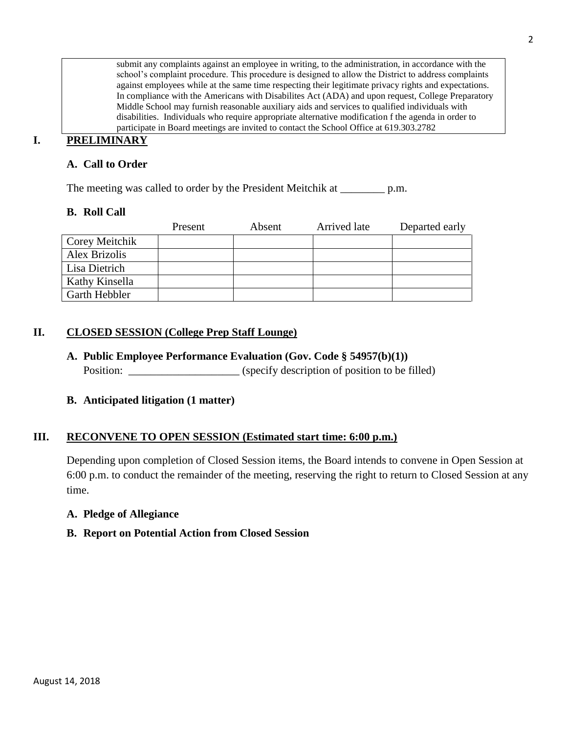submit any complaints against an employee in writing, to the administration, in accordance with the school's complaint procedure. This procedure is designed to allow the District to address complaints against employees while at the same time respecting their legitimate privacy rights and expectations. In compliance with the Americans with Disabilites Act (ADA) and upon request, College Preparatory Middle School may furnish reasonable auxiliary aids and services to qualified individuals with disabilities. Individuals who require appropriate alternative modification f the agenda in order to participate in Board meetings are invited to contact the School Office at 619.303.2782

## I. PRELIMINARY

### A. Call to Order

The meeting was called to order by the President Meitchik at ________ p.m.

### B. Roll Call

| | Present | Absent | Arrived late | Departed early |
|---|---|---|---|---|
| Corey Meitchik | | | | |
| Alex Brizolis | | | | |
| Lisa Dietrich | | | | |
| Kathy Kinsella | | | | |
| Garth Hebbler | | | | |

## II. CLOSED SESSION (College Prep Staff Lounge)

### A. Public Employee Performance Evaluation (Gov. Code § 54957(b)(1))

Position: ____________________ (specify description of position to be filled)

### B. Anticipated litigation (1 matter)

## III. RECONVENE TO OPEN SESSION (Estimated start time: 6:00 p.m.)

Depending upon completion of Closed Session items, the Board intends to convene in Open Session at 6:00 p.m. to conduct the remainder of the meeting, reserving the right to return to Closed Session at any time.

### A. Pledge of Allegiance

### B. Report on Potential Action from Closed Session

August 14, 2018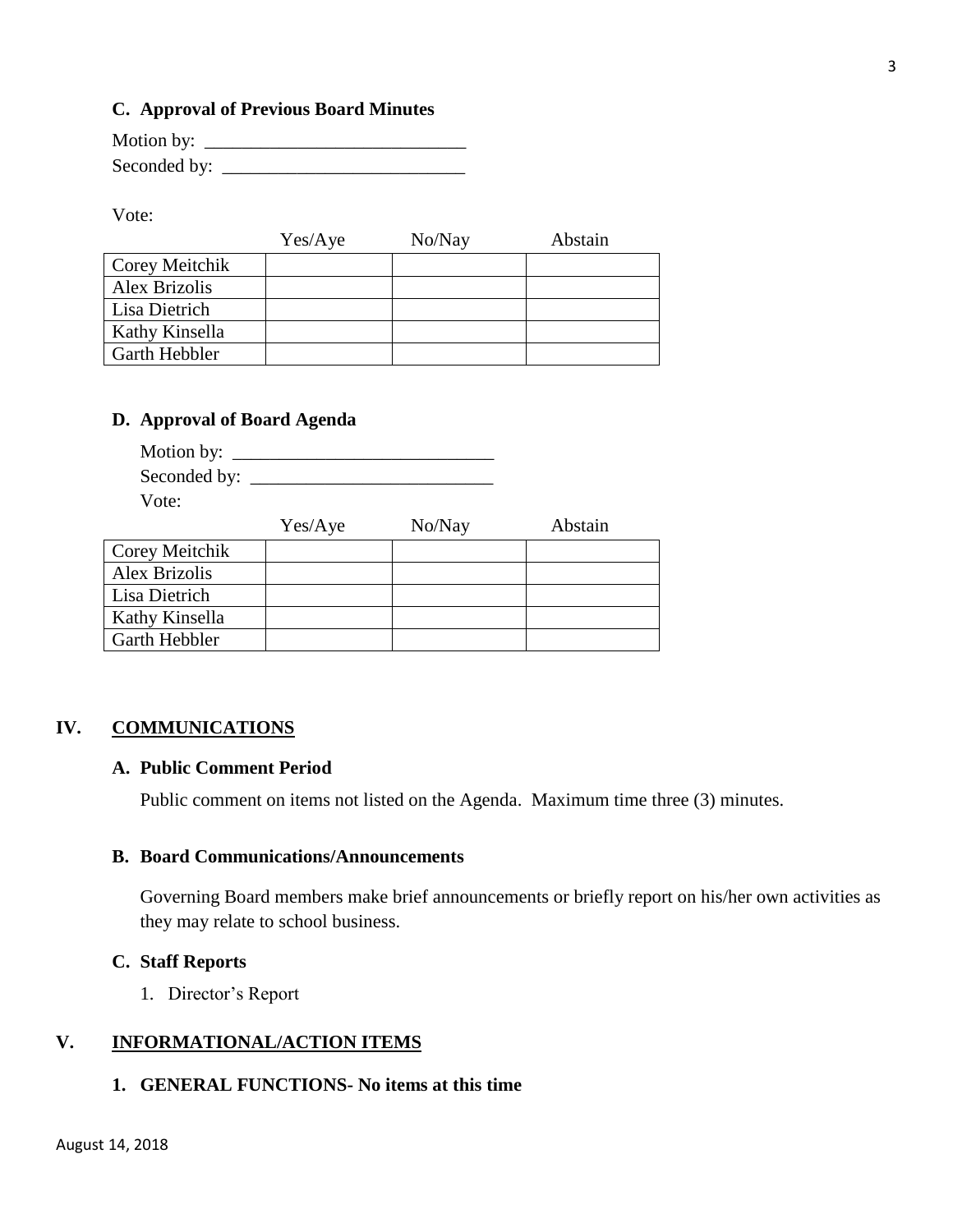### C. Approval of Previous Board Minutes

Motion by: ____________________________

Seconded by: __________________________

Vote:

| | Yes/Aye | No/Nay | Abstain |
|---|---|---|---|
| Corey Meitchik | | | |
| Alex Brizolis | | | |
| Lisa Dietrich | | | |
| Kathy Kinsella | | | |
| Garth Hebbler | | | |

### D. Approval of Board Agenda

Motion by: ____________________________

Seconded by: __________________________

Vote:

| | Yes/Aye | No/Nay | Abstain |
|---|---|---|---|
| Corey Meitchik | | | |
| Alex Brizolis | | | |
| Lisa Dietrich | | | |
| Kathy Kinsella | | | |
| Garth Hebbler | | | |

## IV. COMMUNICATIONS

### A. Public Comment Period

Public comment on items not listed on the Agenda. Maximum time three (3) minutes.

### B. Board Communications/Announcements

Governing Board members make brief announcements or briefly report on his/her own activities as they may relate to school business.

### C. Staff Reports

1. Director's Report

## V. INFORMATIONAL/ACTION ITEMS

### 1. GENERAL FUNCTIONS- No items at this time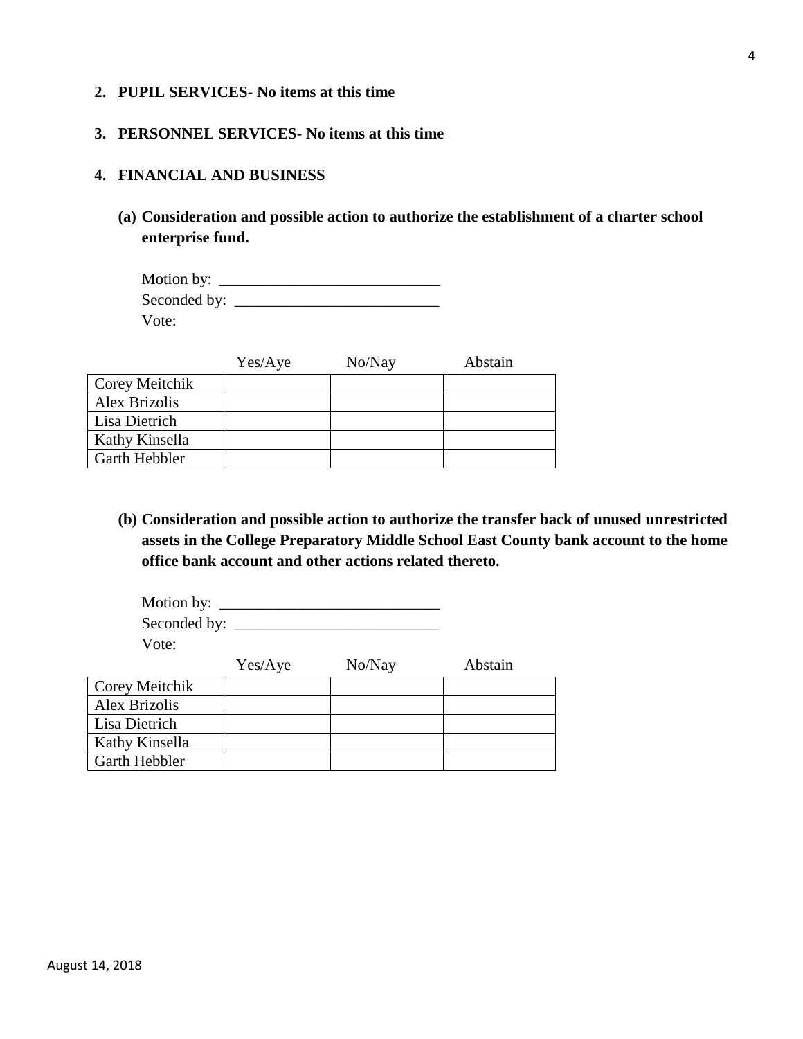2. **PUPIL SERVICES- No items at this time**

3. **PERSONNEL SERVICES- No items at this time**

4. **FINANCIAL AND BUSINESS**

   **(a) Consideration and possible action to authorize the establishment of a charter school enterprise fund.**

   Motion by: ____________________________
   Seconded by: __________________________
   Vote:

| | Yes/Aye | No/Nay | Abstain |
|---|---|---|---|
| Corey Meitchik | | | |
| Alex Brizolis | | | |
| Lisa Dietrich | | | |
| Kathy Kinsella | | | |
| Garth Hebbler | | | |

   **(b) Consideration and possible action to authorize the transfer back of unused unrestricted assets in the College Preparatory Middle School East County bank account to the home office bank account and other actions related thereto.**

   Motion by: ____________________________
   Seconded by: __________________________
   Vote:

| | Yes/Aye | No/Nay | Abstain |
|---|---|---|---|
| Corey Meitchik | | | |
| Alex Brizolis | | | |
| Lisa Dietrich | | | |
| Kathy Kinsella | | | |
| Garth Hebbler | | | |

August 14, 2018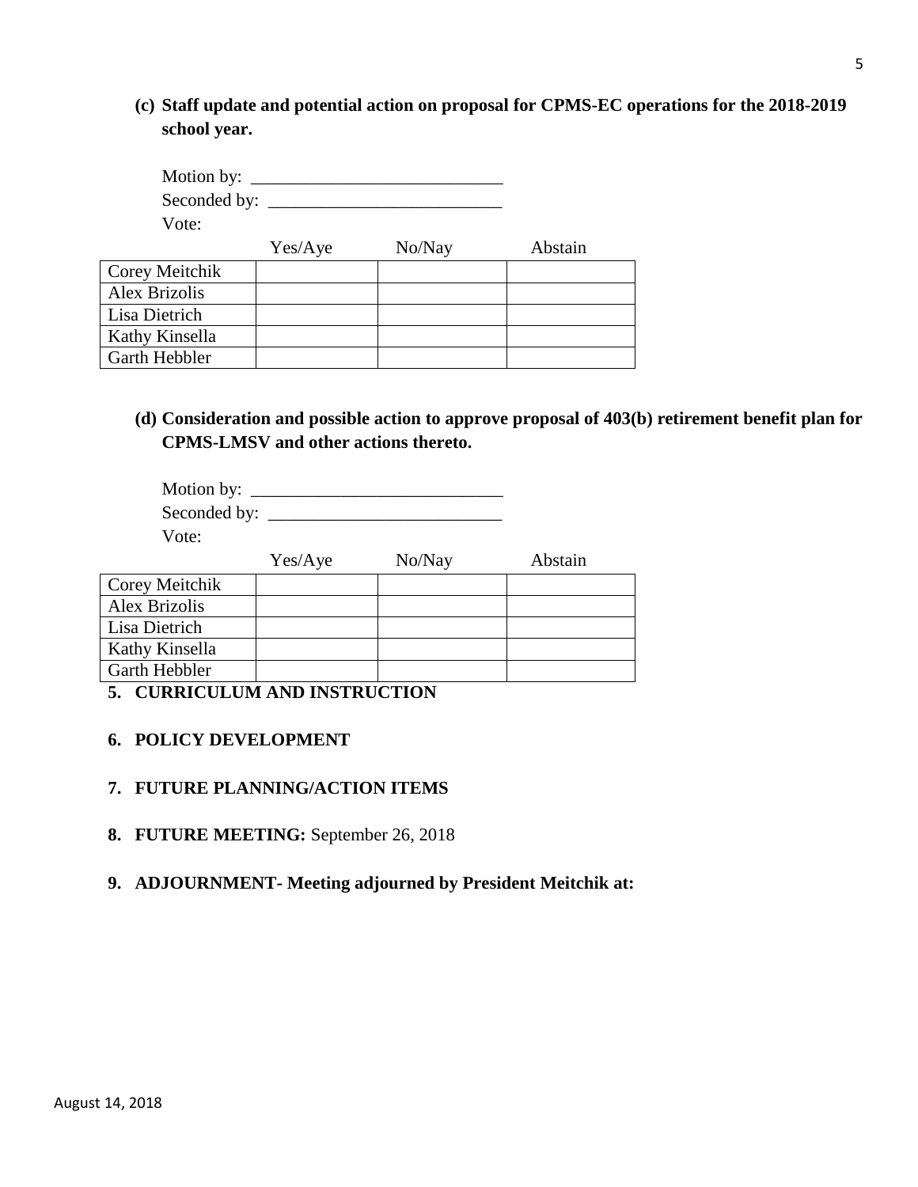**(c) Staff update and potential action on proposal for CPMS-EC operations for the 2018-2019 school year.**

Motion by: ____________________________

Seconded by: __________________________

Vote:

| | Yes/Aye | No/Nay | Abstain |
|---|---|---|---|
| Corey Meitchik | | | |
| Alex Brizolis | | | |
| Lisa Dietrich | | | |
| Kathy Kinsella | | | |
| Garth Hebbler | | | |

**(d) Consideration and possible action to approve proposal of 403(b) retirement benefit plan for CPMS-LMSV and other actions thereto.**

Motion by: ____________________________

Seconded by: __________________________

Vote:

| | Yes/Aye | No/Nay | Abstain |
|---|---|---|---|
| Corey Meitchik | | | |
| Alex Brizolis | | | |
| Lisa Dietrich | | | |
| Kathy Kinsella | | | |
| Garth Hebbler | | | |

**5. CURRICULUM AND INSTRUCTION**

**6. POLICY DEVELOPMENT**

**7. FUTURE PLANNING/ACTION ITEMS**

**8. FUTURE MEETING:** September 26, 2018

**9. ADJOURNMENT- Meeting adjourned by President Meitchik at:**